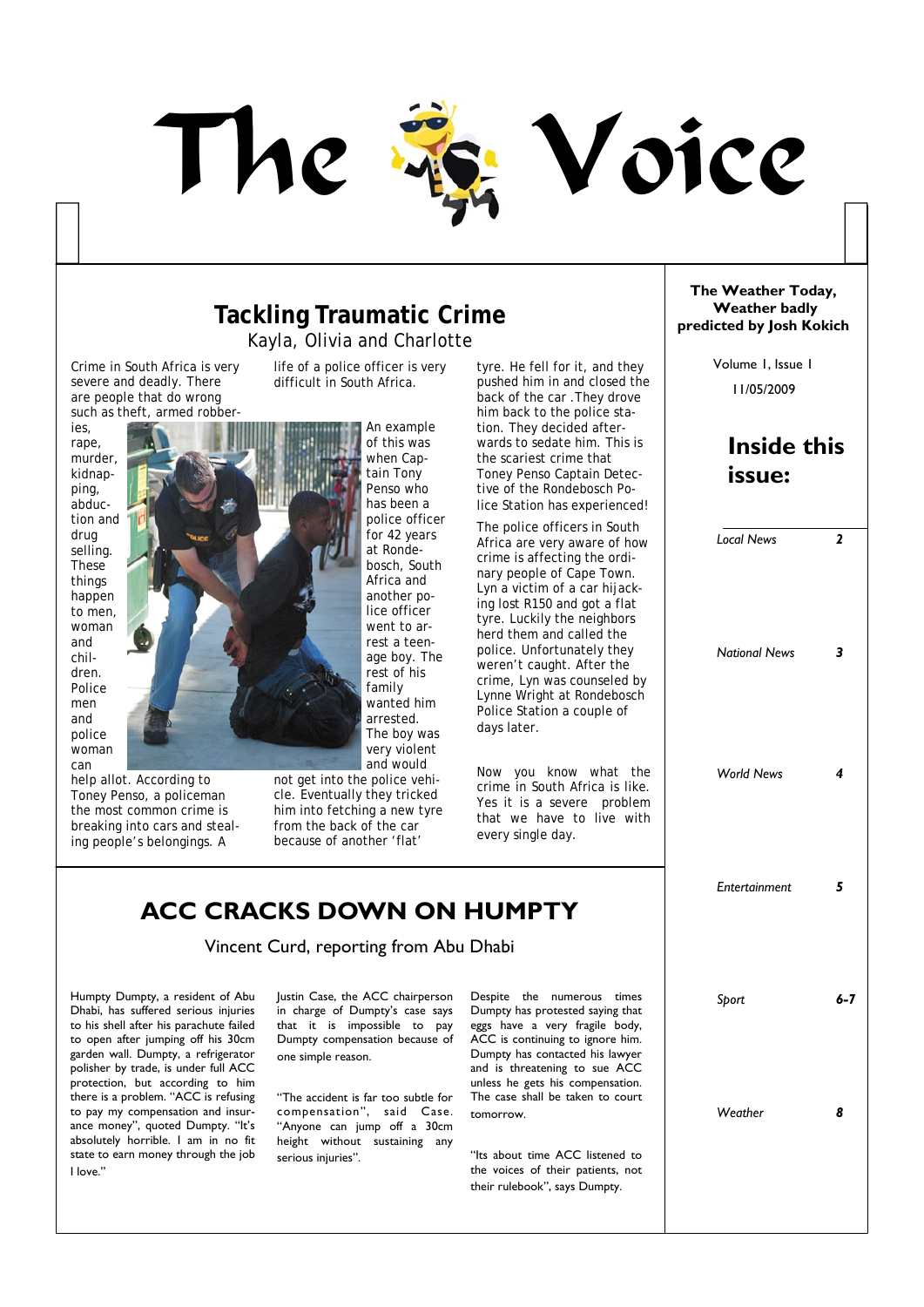# The Voice

**The Weather Today, Weather badly predicted by Josh Kokich**

Volume 1, Issue 1

11/05/2009

## Inside this issue:

| | |
|---|---|
| *Local News* | *2* |
| *National News* | *3* |
| *World News* | *4* |
| *Entertainment* | *5* |
| *Sport* | *6-7* |
| *Weather* | *8* |

## Tackling Traumatic Crime

Kayla, Olivia and Charlotte

Crime in South Africa is very severe and deadly. There are people that do wrong such as theft, armed robberies, rape, murder, kidnapping, abduction and drug selling. These things happen to men, woman and children. Police men and police woman can help allot. According to Toney Penso, a policeman the most common crime is breaking into cars and stealing people's belongings. A life of a police officer is very difficult in South Africa.

An example of this was when Captain Tony Penso who has been a police officer for 42 years at Rondebosch, South Africa and another police officer went to arrest a teenage boy. The rest of his family wanted him arrested. The boy was very violent and would not get into the police vehicle. Eventually they tricked him into fetching a new tyre from the back of the car because of another 'flat' tyre. He fell for it, and they pushed him in and closed the back of the car .They drove him back to the police station. They decided afterwards to sedate him. This is the scariest crime that Toney Penso Captain Detective of the Rondebosch Police Station has experienced!

The police officers in South Africa are very aware of how crime is affecting the ordinary people of Cape Town. Lyn a victim of a car hijacking lost R150 and got a flat tyre. Luckily the neighbors herd them and called the police. Unfortunately they weren't caught. After the crime, Lyn was counseled by Lynne Wright at Rondebosch Police Station a couple of days later.

Now you know what the crime in South Africa is like. Yes it is a severe problem that we have to live with every single day.

## ACC CRACKS DOWN ON HUMPTY

Vincent Curd, reporting from Abu Dhabi

Humpty Dumpty, a resident of Abu Dhabi, has suffered serious injuries to his shell after his parachute failed to open after jumping off his 30cm garden wall. Dumpty, a refrigerator polisher by trade, is under full ACC protection, but according to him there is a problem. "ACC is refusing to pay my compensation and insurance money", quoted Dumpty. "It's absolutely horrible. I am in no fit state to earn money through the job I love."

Justin Case, the ACC chairperson in charge of Dumpty's case says that it is impossible to pay Dumpty compensation because of one simple reason.

"The accident is far too subtle for compensation", said Case. "Anyone can jump off a 30cm height without sustaining any serious injuries".

Despite the numerous times Dumpty has protested saying that eggs have a very fragile body, ACC is continuing to ignore him. Dumpty has contacted his lawyer and is threatening to sue ACC unless he gets his compensation. The case shall be taken to court tomorrow.

"Its about time ACC listened to the voices of their patients, not their rulebook", says Dumpty.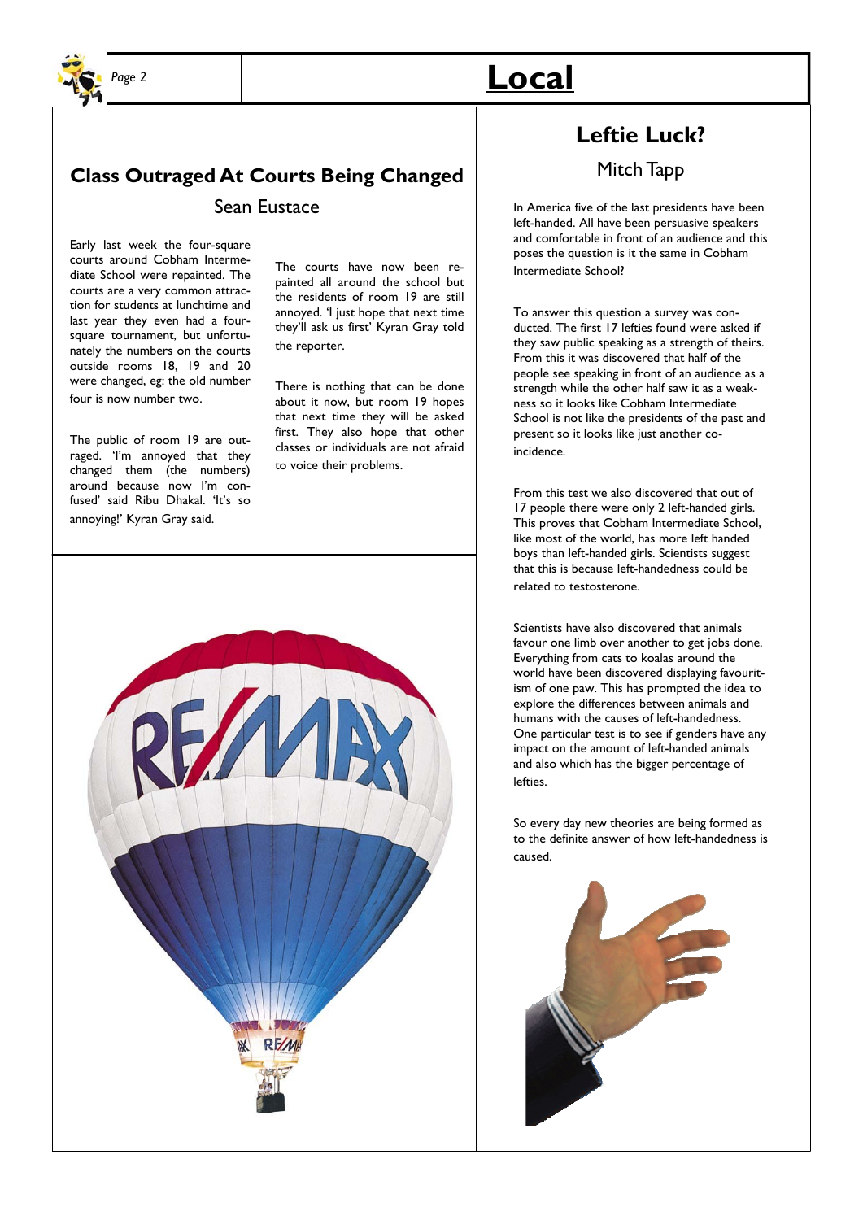# Local

## Class Outraged At Courts Being Changed

Sean Eustace

Early last week the four-square courts around Cobham Intermediate School were repainted. The courts are a very common attraction for students at lunchtime and last year they even had a four-square tournament, but unfortunately the numbers on the courts outside rooms 18, 19 and 20 were changed, eg: the old number four is now number two.

The public of room 19 are outraged. 'I'm annoyed that they changed them (the numbers) around because now I'm confused' said Ribu Dhakal. 'It's so annoying!' Kyran Gray said.

The courts have now been repainted all around the school but the residents of room 19 are still annoyed. 'I just hope that next time they'll ask us first' Kyran Gray told the reporter.

There is nothing that can be done about it now, but room 19 hopes that next time they will be asked first. They also hope that other classes or individuals are not afraid to voice their problems.

## Leftie Luck?

Mitch Tapp

In America five of the last presidents have been left-handed. All have been persuasive speakers and comfortable in front of an audience and this poses the question is it the same in Cobham Intermediate School?

To answer this question a survey was conducted. The first 17 lefties found were asked if they saw public speaking as a strength of theirs. From this it was discovered that half of the people see speaking in front of an audience as a strength while the other half saw it as a weakness so it looks like Cobham Intermediate School is not like the presidents of the past and present so it looks like just another coincidence.

From this test we also discovered that out of 17 people there were only 2 left-handed girls. This proves that Cobham Intermediate School, like most of the world, has more left handed boys than left-handed girls. Scientists suggest that this is because left-handedness could be related to testosterone.

Scientists have also discovered that animals favour one limb over another to get jobs done. Everything from cats to koalas around the world have been discovered displaying favouritism of one paw. This has prompted the idea to explore the differences between animals and humans with the causes of left-handedness. One particular test is to see if genders have any impact on the amount of left-handed animals and also which has the bigger percentage of lefties.

So every day new theories are being formed as to the definite answer of how left-handedness is caused.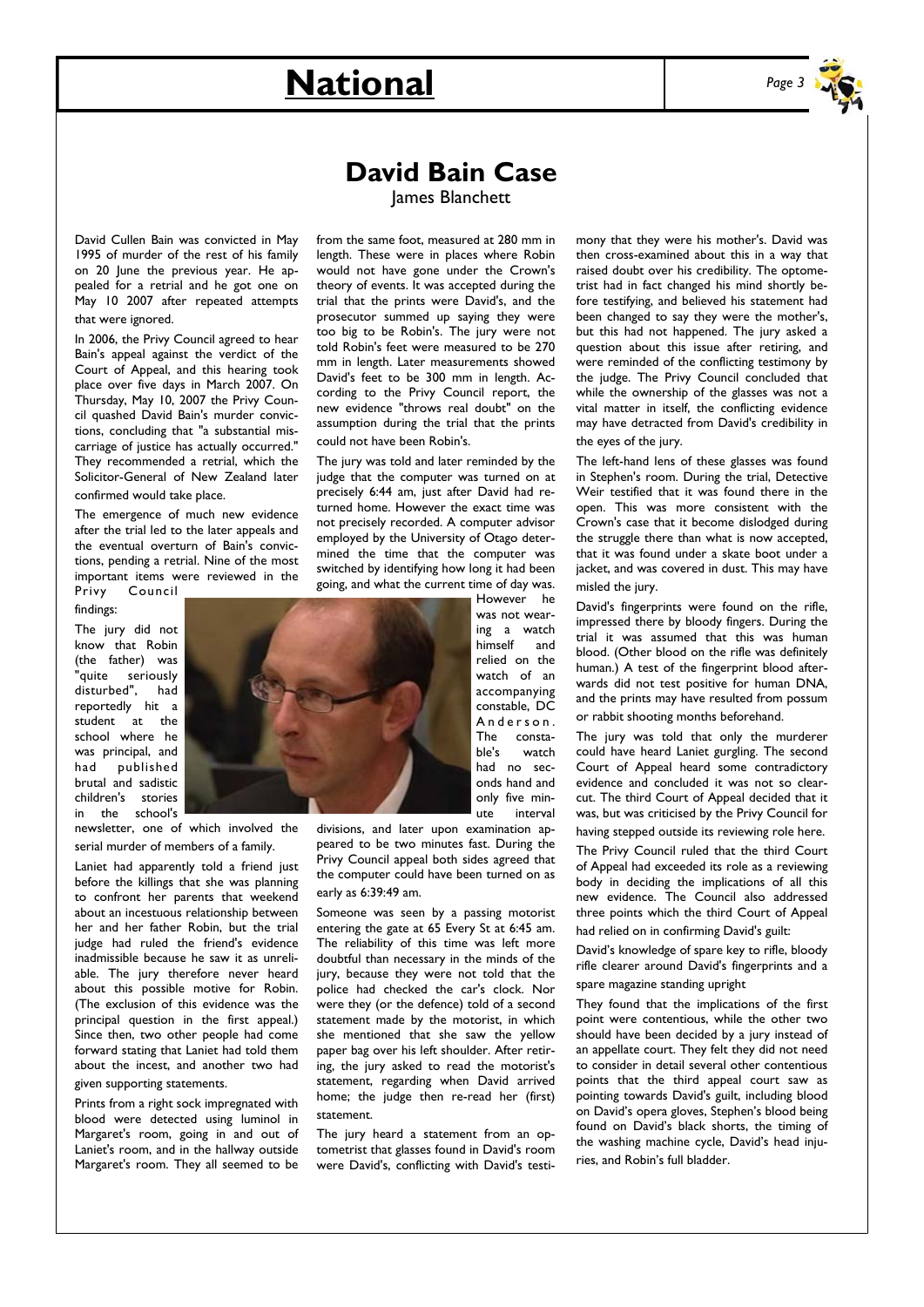# David Bain Case

James Blanchett

David Cullen Bain was convicted in May 1995 of murder of the rest of his family on 20 June the previous year. He appealed for a retrial and he got one on May 10 2007 after repeated attempts that were ignored.

In 2006, the Privy Council agreed to hear Bain's appeal against the verdict of the Court of Appeal, and this hearing took place over five days in March 2007. On Thursday, May 10, 2007 the Privy Council quashed David Bain's murder convictions, concluding that "a substantial miscarriage of justice has actually occurred." They recommended a retrial, which the Solicitor-General of New Zealand later confirmed would take place.

The emergence of much new evidence after the trial led to the later appeals and the eventual overturn of Bain's convictions, pending a retrial. Nine of the most important items were reviewed in the Privy Council findings:

The jury did not know that Robin (the father) was "quite seriously disturbed", had reportedly hit a student at the school where he was principal, and had published brutal and sadistic children's stories in the school's newsletter, one of which involved the serial murder of members of a family.

Laniet had apparently told a friend just before the killings that she was planning to confront her parents that weekend about an incestuous relationship between her and her father Robin, but the trial judge had ruled the friend's evidence inadmissible because he saw it as unreliable. The jury therefore never heard about this possible motive for Robin. (The exclusion of this evidence was the principal question in the first appeal.) Since then, two other people had told come forward stating that Laniet had told them about the incest, and another two had given supporting statements.

Prints from a right sock impregnated with blood were detected using luminol in Margaret's room, going in and out of Laniet's room, and in the hallway outside Margaret's room. They all seemed to be from the same foot, measured at 280 mm in length. These were in places where Robin would not have gone under the Crown's theory of events. It was accepted during the trial that the prints were David's, and the prosecutor summed up saying they were too big to be Robin's. The jury were not told Robin's feet were measured to be 270 mm in length. Later measurements showed David's feet to be 300 mm in length. According to the Privy Council report, the new evidence "throws real doubt" on the assumption during the trial that the prints could not have been Robin's.

The jury was told and later reminded by the judge that the computer was turned on at precisely 6:44 am, just after David had returned home. However the exact time was not precisely recorded. A computer advisor employed by the University of Otago determined the time that the computer was switched by identifying how long it had been going, and what the current time of day was. However he was not wearing a watch himself and relied on the watch of an accompanying constable, DC Anderson. The constable's watch had no seconds hand and only five minute interval divisions, and later upon examination appeared to be two minutes fast. During the Privy Council appeal both sides agreed that the computer could have been turned on as early as 6:39:49 am.

Someone was seen by a passing motorist entering the gate at 65 Every St at 6:45 am. The reliability of this time was left more doubtful than necessary in the minds of the jury, because they were not told that the police had checked the car's clock. Nor were they (or the defence) told of a second statement made by the motorist, in which she mentioned that she saw the yellow paper bag over his left shoulder. After retiring, the jury asked to read the motorist's statement, regarding when David arrived home; the judge then re-read her (first) statement.

The jury heard a statement from an optometrist that glasses found in David's room were David's, conflicting with David's testimony that they were his mother's. David was then cross-examined about this in a way that raised doubt over his credibility. The optometrist had in fact changed his mind shortly before testifying, and believed his statement had been changed to say they were the mother's, but this had not happened. The jury asked a question about this issue after retiring, and were reminded of the conflicting testimony by the judge. The Privy Council concluded that while the ownership of the glasses was not a vital matter in itself, the conflicting evidence may have detracted from David's credibility in the eyes of the jury.

The left-hand lens of these glasses was found in Stephen's room. During the trial, Detective Weir testified that it was found there in the open. This was more consistent with the Crown's case that it become dislodged during the struggle there than what is now accepted, that it was found under a skate boot under a jacket, and was covered in dust. This may have misled the jury.

David's fingerprints were found on the rifle, impressed there by bloody fingers. During the trial it was assumed that this was human blood. (Other blood on the rifle was definitely human.) A test of the fingerprint blood afterwards did not test positive for human DNA, and the prints may have resulted from possum or rabbit shooting months beforehand.

The jury was told that only the murderer could have heard Laniet gurgling. The second Court of Appeal heard some contradictory evidence and concluded it was not so clear-cut. The third Court of Appeal decided that it was, but was criticised by the Privy Council for having stepped outside its reviewing role here.

The Privy Council ruled that the third Court of Appeal had exceeded its role as a reviewing body in deciding the implications of all this new evidence. The Council also addressed three points which the third Court of Appeal had relied on in confirming David's guilt:

David's knowledge of spare key to rifle, bloody rifle clearer around David's fingerprints and a spare magazine standing upright

They found that the implications of the first point were contentious, while the other two should have been decided by a jury instead of an appellate court. They felt they did not need to consider in detail several other contentious points that the third appeal court saw as pointing towards David's guilt, including blood on David's opera gloves, Stephen's blood being found on David's black shorts, the timing of the washing machine cycle, David's head injuries, and Robin's full bladder.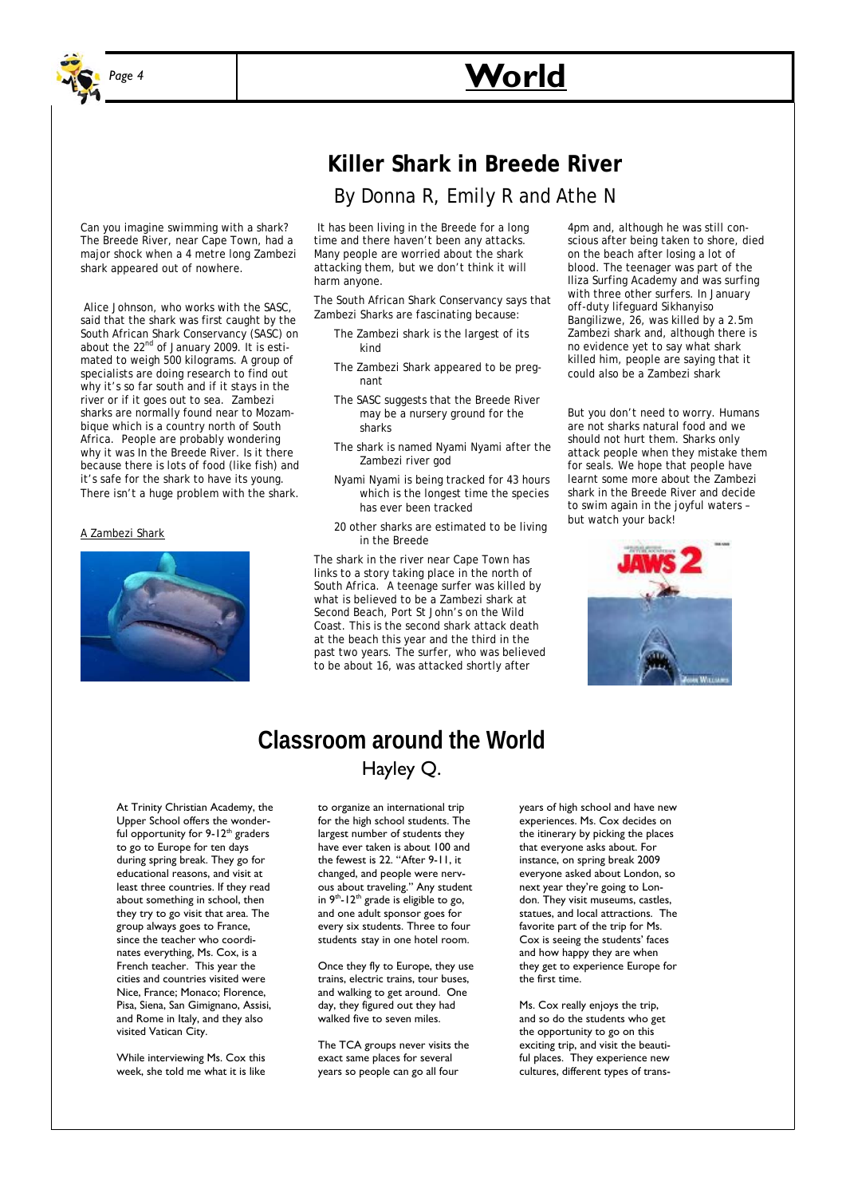# World

## Killer Shark in Breede River

### By Donna R, Emily R and Athe N

Can you imagine swimming with a shark? The Breede River, near Cape Town, had a major shock when a 4 metre long Zambezi shark appeared out of nowhere.

Alice Johnson, who works with the SASC, said that the shark was first caught by the South African Shark Conservancy (SASC) on about the 22nd of January 2009. It is estimated to weigh 500 kilograms. A group of specialists are doing research to find out why it's so far south and if it stays in the river or if it goes out to sea. Zambezi sharks are normally found near to Mozambique which is a country north of South Africa. People are probably wondering why it was In the Breede River. Is it there because there is lots of food (like fish) and it's safe for the shark to have its young. There isn't a huge problem with the shark.

A Zambezi Shark

It has been living in the Breede for a long time and there haven't been any attacks. Many people are worried about the shark attacking them, but we don't think it will harm anyone.

The South African Shark Conservancy says that Zambezi Sharks are fascinating because:

- The Zambezi shark is the largest of its kind
- The Zambezi Shark appeared to be pregnant
- The SASC suggests that the Breede River may be a nursery ground for the sharks
- The shark is named Nyami Nyami after the Zambezi river god
- Nyami Nyami is being tracked for 43 hours which is the longest time the species has ever been tracked
- 20 other sharks are estimated to be living in the Breede

The shark in the river near Cape Town has links to a story taking place in the north of South Africa. A teenage surfer was killed by what is believed to be a Zambezi shark at Second Beach, Port St John's on the Wild Coast. This is the second shark attack death at the beach this year and the third in the past two years. The surfer, who was believed to be about 16, was attacked shortly after 4pm and, although he was still conscious after being taken to shore, died on the beach after losing a lot of blood. The teenager was part of the Iliza Surfing Academy and was surfing with three other surfers. In January off-duty lifeguard Sikhanyiso Bangilizwe, 26, was killed by a 2.5m Zambezi shark and, although there is no evidence yet to say what shark killed him, people are saying that it could also be a Zambezi shark

But you don't need to worry. Humans are not sharks natural food and we should not hurt them. Sharks only attack people when they mistake them for seals. We hope that people have learnt some more about the Zambezi shark in the Breede River and decide to swim again in the joyful waters – but watch your back!

## Classroom around the World

### Hayley Q.

At Trinity Christian Academy, the Upper School offers the wonderful opportunity for 9-12th graders to go to Europe for ten days during spring break. They go for educational reasons, and visit at least three countries. If they read about something in school, then they try to go visit that area. The group always goes to France, since the teacher who coordinates everything, Ms. Cox, is a French teacher. This year the cities and countries visited were Nice, France; Monaco; Florence, Pisa, Siena, San Gimignano, Assisi, and Rome in Italy, and they also visited Vatican City.

While interviewing Ms. Cox this week, she told me what it is like to organize an international trip for the high school students. The largest number of students they have ever taken is about 100 and the fewest is 22. "After 9-11, it changed, and people were nervous about traveling." Any student in 9th-12th grade is eligible to go, and one adult sponsor goes for every six students. Three to four students stay in one hotel room.

Once they fly to Europe, they use trains, electric trains, tour buses, and walking to get around. One day, they figured out they had walked five to seven miles.

The TCA groups never visits the exact same places for several years so people can go all four years of high school and have new experiences. Ms. Cox decides on the itinerary by picking the places that everyone asks about. For instance, on spring break 2009 everyone asked about London, so next year they're going to London. They visit museums, castles, statues, and local attractions. The favorite part of the trip for Ms. Cox is seeing the students' faces and how happy they are when they get to experience Europe for the first time.

Ms. Cox really enjoys the trip, and so do the students who get the opportunity to go on this exciting trip, and visit the beautiful places. They experience new cultures, different types of trans-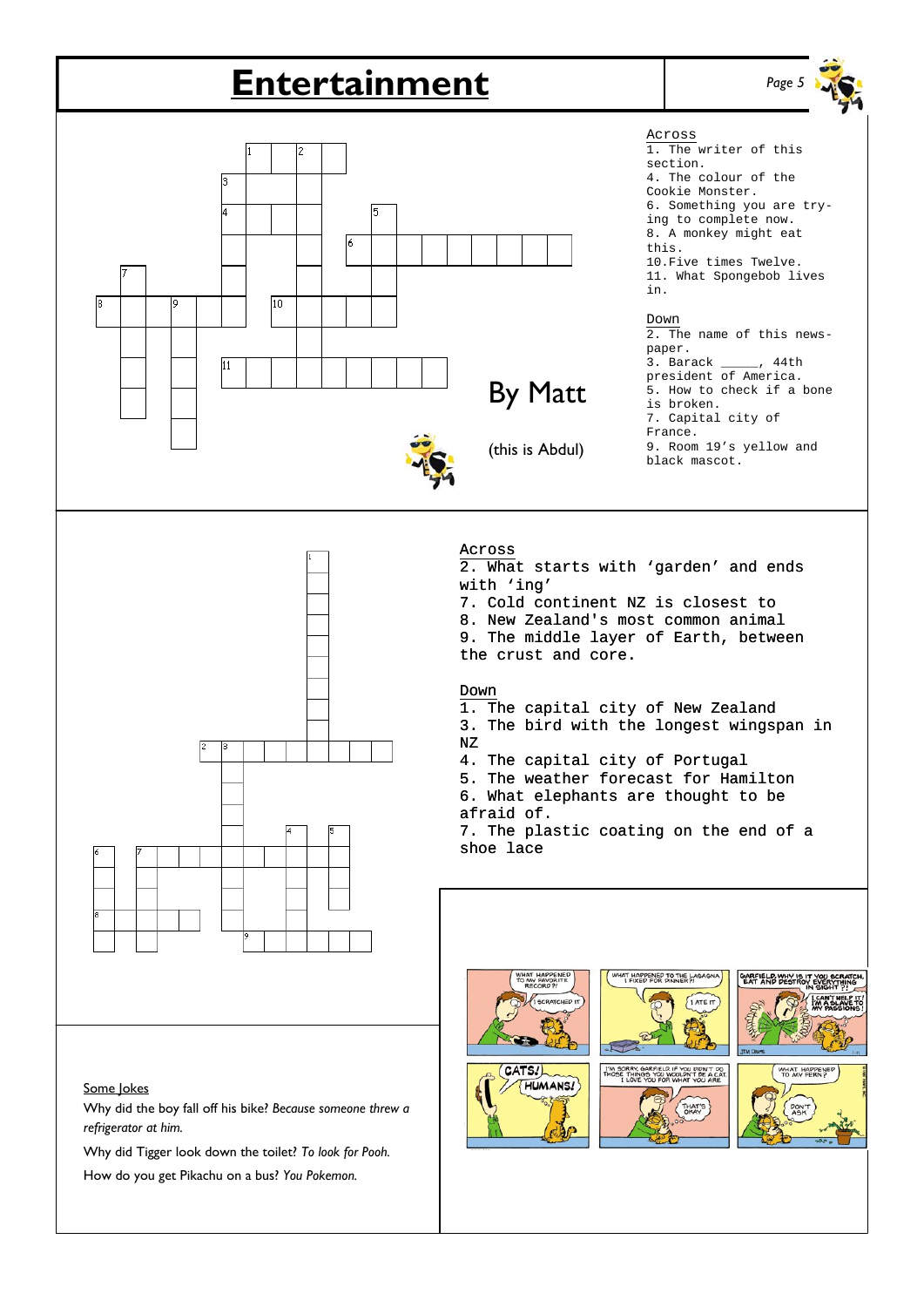# Entertainment

## Across

1. The writer of this section.
4. The colour of the Cookie Monster.
6. Something you are trying to complete now.
8. A monkey might eat this.
10. Five times Twelve.
11. What Spongebob lives in.

## Down

2. The name of this newspaper.
3. Barack _____, 44th president of America.
5. How to check if a bone is broken.
7. Capital city of France.
9. Room 19's yellow and black mascot.

By Matt

(this is Abdul)

## Across

2. What starts with 'garden' and ends with 'ing'
7. Cold continent NZ is closest to
8. New Zealand's most common animal
9. The middle layer of Earth, between the crust and core.

## Down

1. The capital city of New Zealand
3. The bird with the longest wingspan in NZ
4. The capital city of Portugal
5. The weather forecast for Hamilton
6. What elephants are thought to be afraid of.
7. The plastic coating on the end of a shoe lace

## Some Jokes

Why did the boy fall off his bike? *Because someone threw a refrigerator at him.*

Why did Tigger look down the toilet? *To look for Pooh.*

How do you get Pikachu on a bus? *You Pokemon.*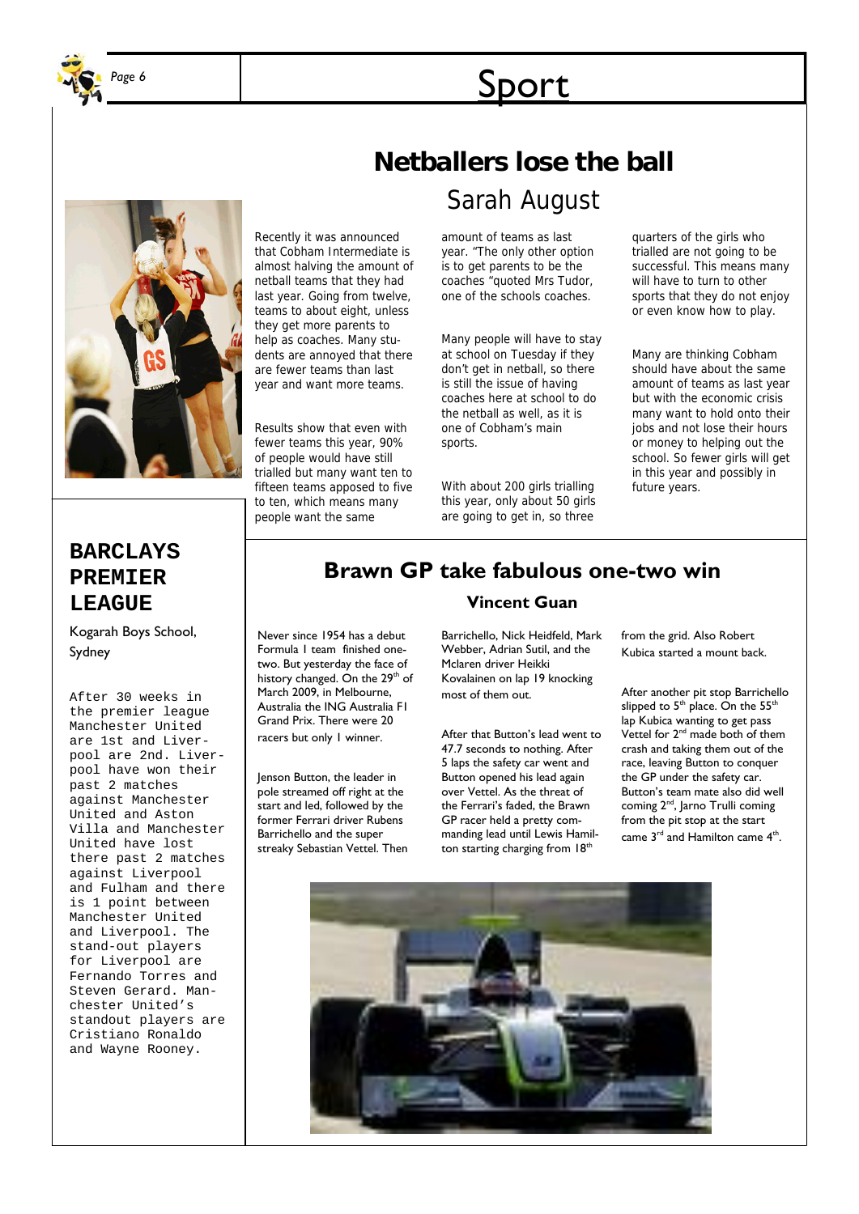# Sport

## Netballers lose the ball

### Sarah August

Recently it was announced that Cobham Intermediate is almost halving the amount of netball teams that they had last year. Going from twelve, teams to about eight, unless they get more parents to help as coaches. Many students are annoyed that there are fewer teams than last year and want more teams.

Results show that even with fewer teams this year, 90% of people would have still trialled but many want ten to fifteen teams apposed to five to ten, which means many people want the same amount of teams as last year. "The only other option is to get parents to be the coaches "quoted Mrs Tudor, one of the schools coaches.

Many people will have to stay at school on Tuesday if they don't get in netball, so there is still the issue of having coaches here at school to do the netball as well, as it is one of Cobham's main sports.

With about 200 girls trialling this year, only about 50 girls are going to get in, so three quarters of the girls who trialled are not going to be successful. This means many will have to turn to other sports that they do not enjoy or even know how to play.

Many are thinking Cobham should have about the same amount of teams as last year but with the economic crisis many want to hold onto their jobs and not lose their hours or money to helping out the school. So fewer girls will get in this year and possibly in future years.

## BARCLAYS PREMIER LEAGUE

Kogarah Boys School, Sydney

After 30 weeks in the premier league Manchester United are 1st and Liverpool are 2nd. Liverpool have won their past 2 matches against Manchester United and Aston Villa and Manchester United have lost there past 2 matches against Liverpool and Fulham and there is 1 point between Manchester United and Liverpool. The stand-out players for Liverpool are Fernando Torres and Steven Gerard. Manchester United's standout players are Cristiano Ronaldo and Wayne Rooney.

## Brawn GP take fabulous one-two win

### Vincent Guan

Never since 1954 has a debut Formula 1 team finished one-two. But yesterday the face of history changed. On the 29th of March 2009, in Melbourne, Australia the ING Australia F1 Grand Prix. There were 20 racers but only 1 winner.

Jenson Button, the leader in pole streamed off right at the start and led, followed by the former Ferrari driver Rubens Barrichello and the super streaky Sebastian Vettel. Then Barrichello, Nick Heidfeld, Mark Webber, Adrian Sutil, and the Mclaren driver Heikki Kovalainen on lap 19 knocking most of them out.

After that Button's lead went to 47.7 seconds to nothing. After 5 laps the safety car went and Button opened his lead again over Vettel. As the threat of the Ferrari's faded, the Brawn GP racer held a pretty commanding lead until Lewis Hamilton starting charging from 18th from the grid. Also Robert Kubica started a mount back.

After another pit stop Barrichello slipped to 5th place. On the 55th lap Kubica wanting to get pass Vettel for 2nd made both of them crash and taking them out of the race, leaving Button to conquer the GP under the safety car. Button's team mate also did well coming 2nd, Jarno Trulli coming from the pit stop at the start came 3rd and Hamilton came 4th.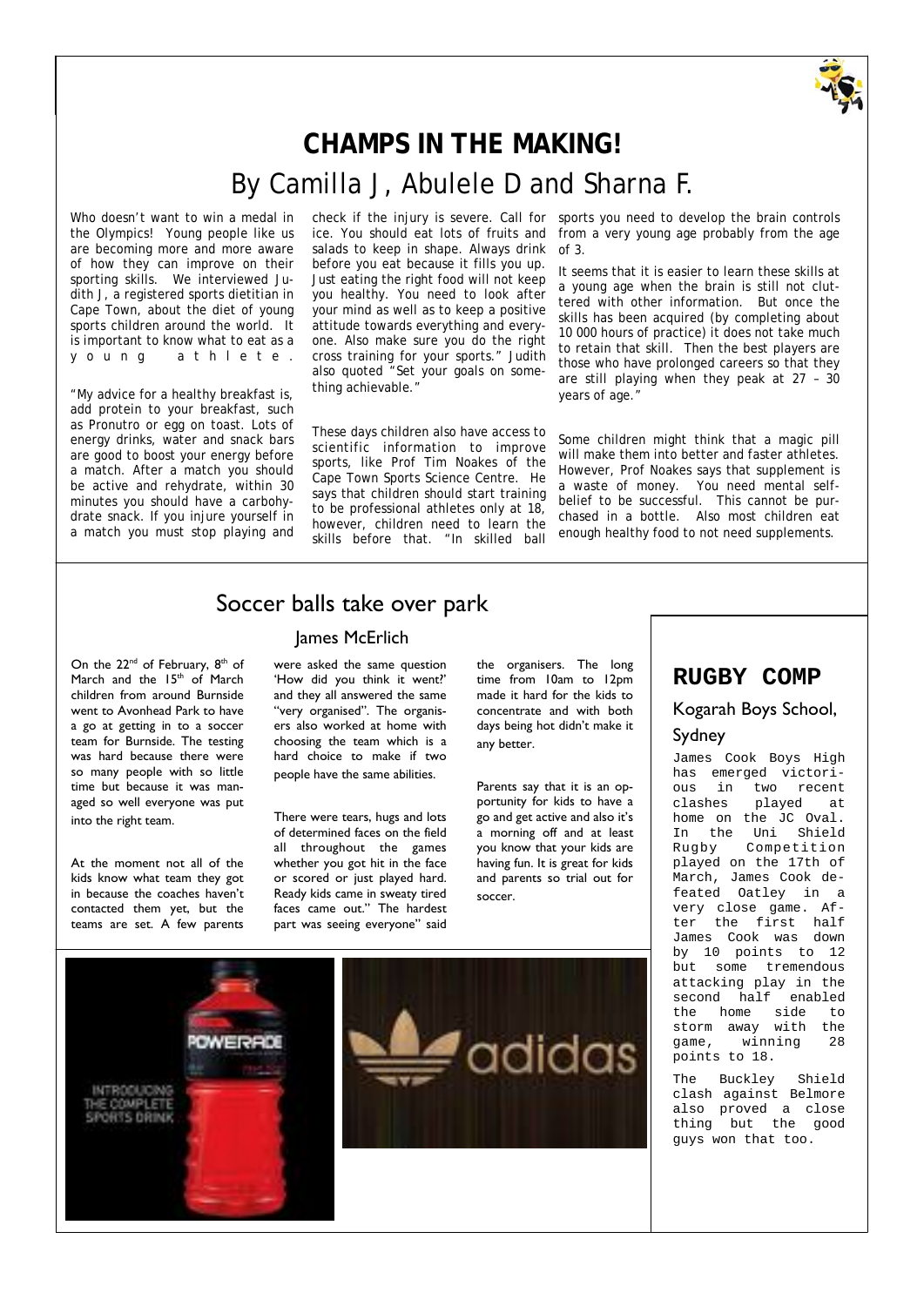# CHAMPS IN THE MAKING!

## By Camilla J, Abulele D and Sharna F.

Who doesn't want to win a medal in the Olympics! Young people like us are becoming more and more aware of how they can improve on their sporting skills. We interviewed Judith J, a registered sports dietitian in Cape Town, about the diet of young sports children around the world. It is important to know what to eat as a young athlete.

"My advice for a healthy breakfast is, add protein to your breakfast, such as Pronutro or egg on toast. Lots of energy drinks, water and snack bars are good to boost your energy before a match. After a match you should be active and rehydrate, within 30 minutes you should have a carbohydrate snack. If you injure yourself in a match you must stop playing and check if the injury is severe. Call for ice. You should eat lots of fruits and salads to keep in shape. Always drink before you eat because it fills you up. Just eating the right food will not keep you healthy. You need to look after your mind as well as to keep a positive attitude towards everything and everyone. Also make sure you do the right cross training for your sports." Judith also quoted "Set your goals on something achievable."

These days children also have access to scientific information to improve sports, like Prof Tim Noakes of the Cape Town Sports Science Centre. He says that children should start training to be professional athletes only at 18, however, children need to learn the skills before that. "In skilled ball sports you need to develop the brain controls from a very young age probably from the age of 3.

It seems that it is easier to learn these skills at a young age when the brain is still not cluttered with other information. But once the skills has been acquired (by completing about 10 000 hours of practice) it does not take much to retain that skill. Then the best players are those who have prolonged careers so that they are still playing when they peak at 27 – 30 years of age."

Some children might think that a magic pill will make them into better and faster athletes. However, Prof Noakes says that supplement is a waste of money. You need mental self-belief to be successful. This cannot be purchased in a bottle. Also most children eat enough healthy food to not need supplements.

## Soccer balls take over park

### James McErlich

On the 22nd of February, 8th of March and the 15th of March children from around Burnside went to Avonhead Park to have a go at getting in to a soccer team for Burnside. The testing was hard because there were so many people with so little time but because it was managed so well everyone was put into the right team.

At the moment not all of the kids know what team they got in because the coaches haven't contacted them yet, but the teams are set. A few parents were asked the same question 'How did you think it went?' and they all answered the same "very organised". The organisers also worked at home with choosing the team which is a hard choice to make if two people have the same abilities.

There were tears, hugs and lots of determined faces on the field all throughout the games whether you got hit in the face or scored or just played hard. Ready kids came in sweaty tired faces came out." The hardest part was seeing everyone" said the organisers. The long time from 10am to 12pm made it hard for the kids to concentrate and with both days being hot didn't make it any better.

Parents say that it is an opportunity for kids to have a go and get active and also it's a morning off and at least you know that your kids are having fun. It is great for kids and parents so trial out for soccer.

## RUGBY COMP

### Kogarah Boys School, Sydney

James Cook Boys High has emerged victorious in two recent clashes played at home on the JC Oval. In the Uni Shield Rugby Competition played on the 17th of March, James Cook defeated Oatley in a very close game. After the first half James Cook was down by 10 points to 12 but some tremendous attacking play in the second half enabled the home side to storm away with the game, winning 28 points to 18.

The Buckley Shield clash against Belmore also proved a close thing but the good guys won that too.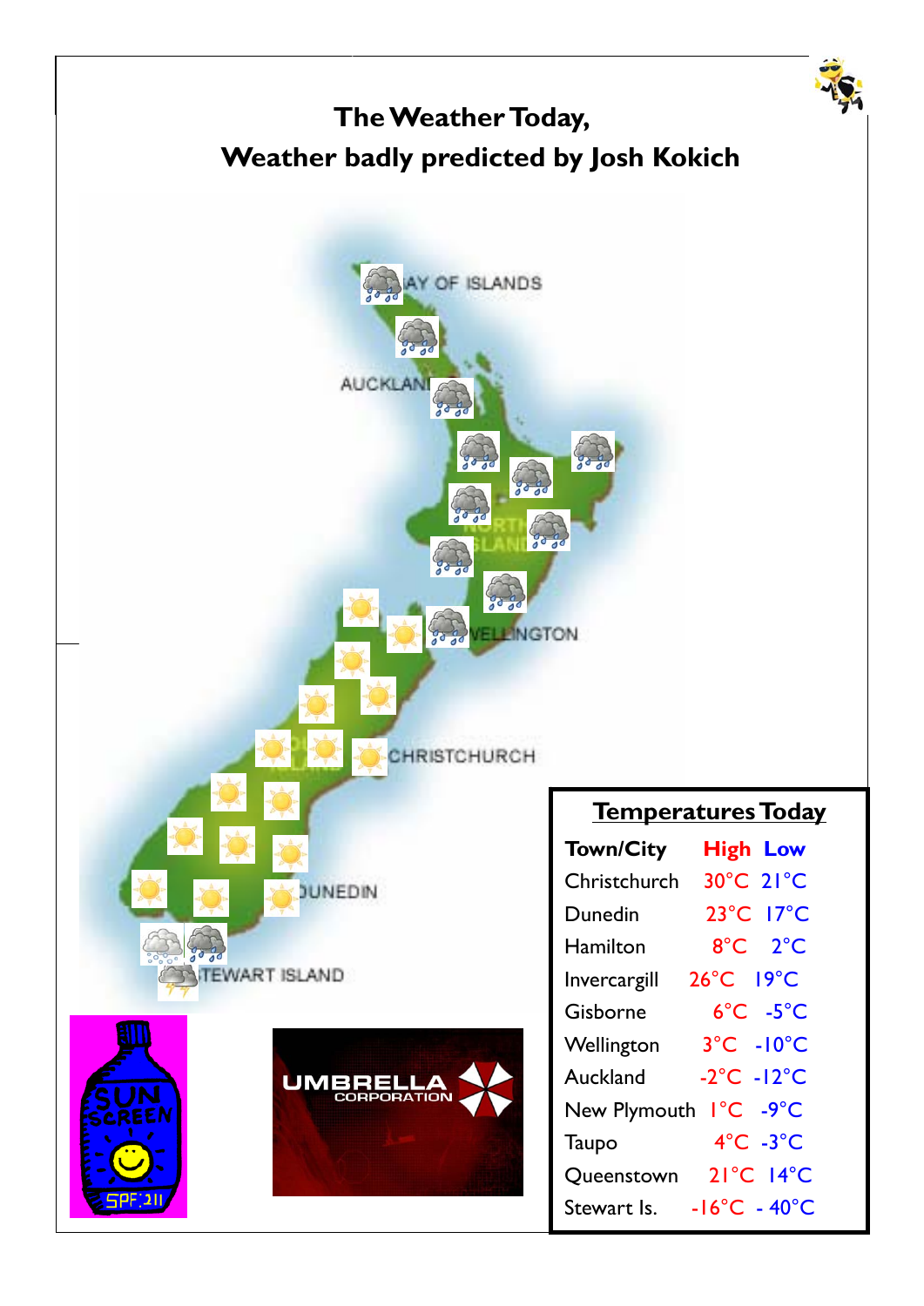# The Weather Today,

## Weather badly predicted by Josh Kokich

### Temperatures Today

| Town/City | High | Low |
|---|---|---|
| Christchurch | 30°C | 21°C |
| Dunedin | 23°C | 17°C |
| Hamilton | 8°C | 2°C |
| Invercargill | 26°C | 19°C |
| Gisborne | 6°C | -5°C |
| Wellington | 3°C | -10°C |
| Auckland | -2°C | -12°C |
| New Plymouth | 1°C | -9°C |
| Taupo | 4°C | -3°C |
| Queenstown | 21°C | 14°C |
| Stewart Is. | -16°C | - 40°C |